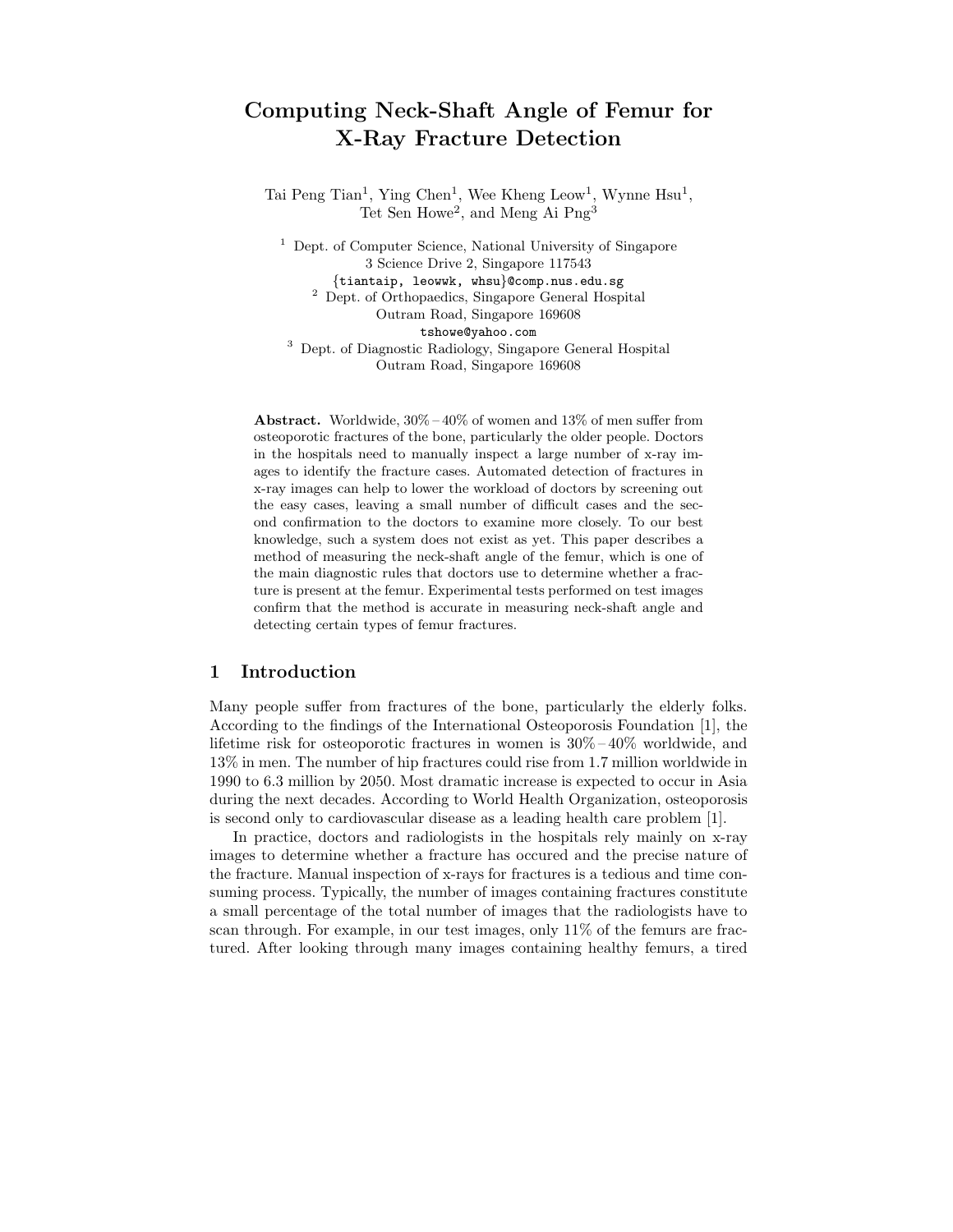# Computing Neck-Shaft Angle of Femur for X-Ray Fracture Detection

Tai Peng Tian[1], Ying Chen[1], Wee Kheng Leow[1], Wynne Hsu[1], Tet Sen Howe[2], and Meng Ai Png[3]

[1] Dept. of Computer Science, National University of Singapore
3 Science Drive 2, Singapore 117543
{tiantaip, leowwk, whsu}@comp.nus.edu.sg

[2] Dept. of Orthopaedics, Singapore General Hospital
Outram Road, Singapore 169608
tshowe@yahoo.com

[3] Dept. of Diagnostic Radiology, Singapore General Hospital
Outram Road, Singapore 169608

**Abstract.** Worldwide, 30% – 40% of women and 13% of men suffer from osteoporotic fractures of the bone, particularly the older people. Doctors in the hospitals need to manually inspect a large number of x-ray images to identify the fracture cases. Automated detection of fractures in x-ray images can help to lower the workload of doctors by screening out the easy cases, leaving a small number of difficult cases and the second confirmation to the doctors to examine more closely. To our best knowledge, such a system does not exist as yet. This paper describes a method of measuring the neck-shaft angle of the femur, which is one of the main diagnostic rules that doctors use to determine whether a fracture is present at the femur. Experimental tests performed on test images confirm that the method is accurate in measuring neck-shaft angle and detecting certain types of femur fractures.

## 1 Introduction

Many people suffer from fractures of the bone, particularly the elderly folks. According to the findings of the International Osteoporosis Foundation [1], the lifetime risk for osteoporotic fractures in women is 30% – 40% worldwide, and 13% in men. The number of hip fractures could rise from 1.7 million worldwide in 1990 to 6.3 million by 2050. Most dramatic increase is expected to occur in Asia during the next decades. According to World Health Organization, osteoporosis is second only to cardiovascular disease as a leading health care problem [1].

In practice, doctors and radiologists in the hospitals rely mainly on x-ray images to determine whether a fracture has occured and the precise nature of the fracture. Manual inspection of x-rays for fractures is a tedious and time consuming process. Typically, the number of images containing fractures constitute a small percentage of the total number of images that the radiologists have to scan through. For example, in our test images, only 11% of the femurs are fractured. After looking through many images containing healthy femurs, a tired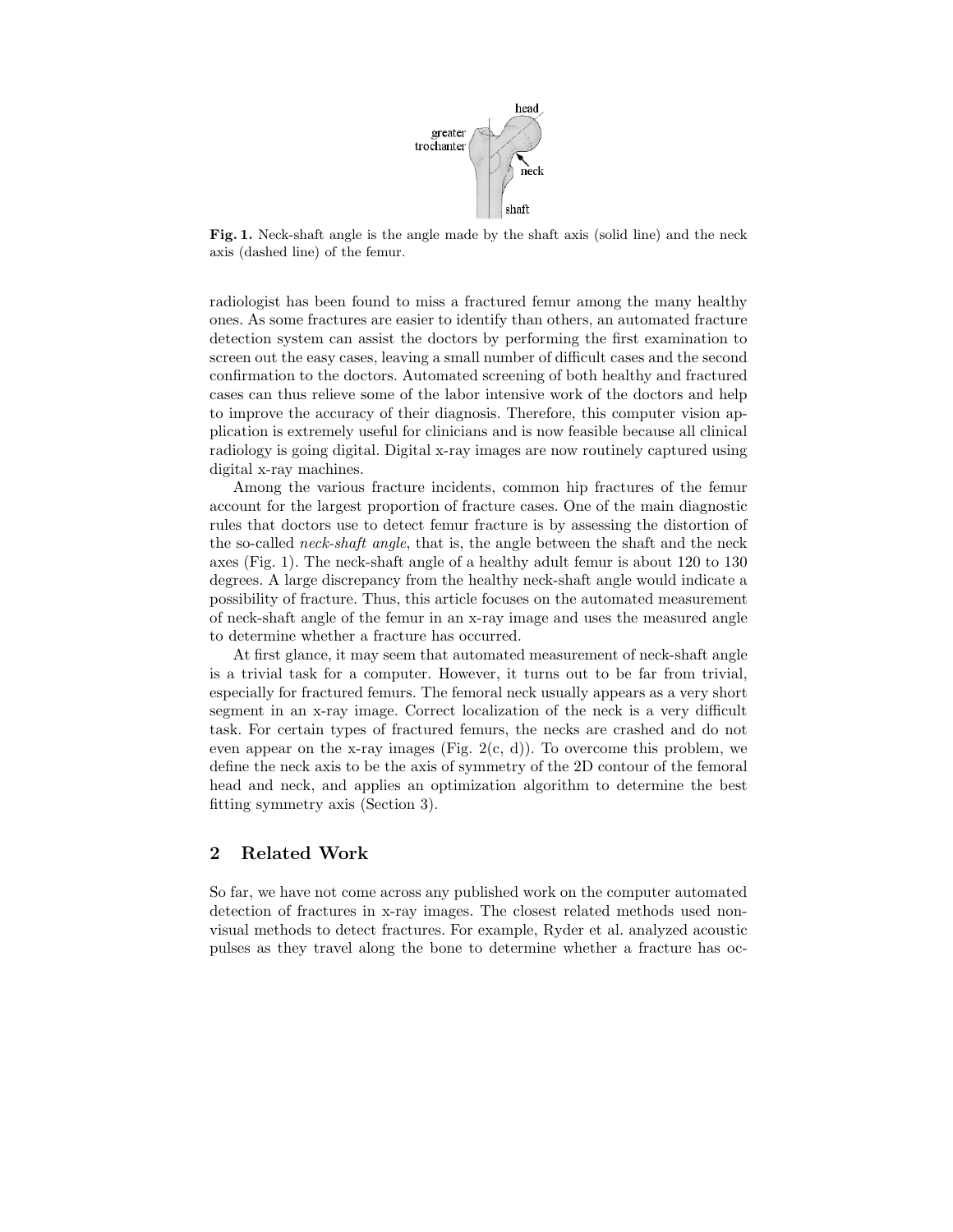head

greater trochanter

neck

shaft

**Fig. 1.** Neck-shaft angle is the angle made by the shaft axis (solid line) and the neck axis (dashed line) of the femur.

radiologist has been found to miss a fractured femur among the many healthy ones. As some fractures are easier to identify than others, an automated fracture detection system can assist the doctors by performing the first examination to screen out the easy cases, leaving a small number of difficult cases and the second confirmation to the doctors. Automated screening of both healthy and fractured cases can thus relieve some of the labor intensive work of the doctors and help to improve the accuracy of their diagnosis. Therefore, this computer vision application is extremely useful for clinicians and is now feasible because all clinical radiology is going digital. Digital x-ray images are now routinely captured using digital x-ray machines.

Among the various fracture incidents, common hip fractures of the femur account for the largest proportion of fracture cases. One of the main diagnostic rules that doctors use to detect femur fracture is by assessing the distortion of the so-called *neck-shaft angle*, that is, the angle between the shaft and the neck axes (Fig. 1). The neck-shaft angle of a healthy adult femur is about 120 to 130 degrees. A large discrepancy from the healthy neck-shaft angle would indicate a possibility of fracture. Thus, this article focuses on the automated measurement of neck-shaft angle of the femur in an x-ray image and uses the measured angle to determine whether a fracture has occurred.

At first glance, it may seem that automated measurement of neck-shaft angle is a trivial task for a computer. However, it turns out to be far from trivial, especially for fractured femurs. The femoral neck usually appears as a very short segment in an x-ray image. Correct localization of the neck is a very difficult task. For certain types of fractured femurs, the necks are crashed and do not even appear on the x-ray images (Fig. 2(c, d)). To overcome this problem, we define the neck axis to be the axis of symmetry of the 2D contour of the femoral head and neck, and applies an optimization algorithm to determine the best fitting symmetry axis (Section 3).

## 2 Related Work

So far, we have not come across any published work on the computer automated detection of fractures in x-ray images. The closest related methods used non-visual methods to detect fractures. For example, Ryder et al. analyzed acoustic pulses as they travel along the bone to determine whether a fracture has oc-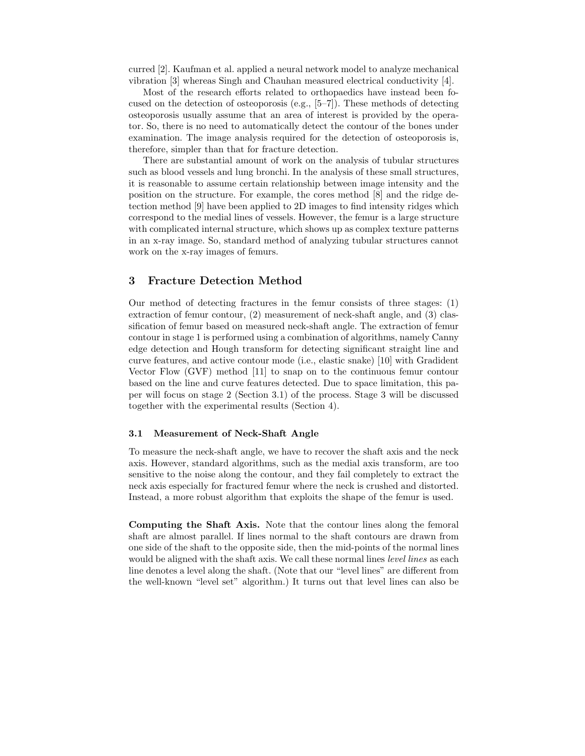curred [2]. Kaufman et al. applied a neural network model to analyze mechanical vibration [3] whereas Singh and Chauhan measured electrical conductivity [4].

Most of the research efforts related to orthopaedics have instead been focused on the detection of osteoporosis (e.g., [5–7]). These methods of detecting osteoporosis usually assume that an area of interest is provided by the operator. So, there is no need to automatically detect the contour of the bones under examination. The image analysis required for the detection of osteoporosis is, therefore, simpler than that for fracture detection.

There are substantial amount of work on the analysis of tubular structures such as blood vessels and lung bronchi. In the analysis of these small structures, it is reasonable to assume certain relationship between image intensity and the position on the structure. For example, the cores method [8] and the ridge detection method [9] have been applied to 2D images to find intensity ridges which correspond to the medial lines of vessels. However, the femur is a large structure with complicated internal structure, which shows up as complex texture patterns in an x-ray image. So, standard method of analyzing tubular structures cannot work on the x-ray images of femurs.

## 3 Fracture Detection Method

Our method of detecting fractures in the femur consists of three stages: (1) extraction of femur contour, (2) measurement of neck-shaft angle, and (3) classification of femur based on measured neck-shaft angle. The extraction of femur contour in stage 1 is performed using a combination of algorithms, namely Canny edge detection and Hough transform for detecting significant straight line and curve features, and active contour mode (i.e., elastic snake) [10] with Gradident Vector Flow (GVF) method [11] to snap on to the continuous femur contour based on the line and curve features detected. Due to space limitation, this paper will focus on stage 2 (Section 3.1) of the process. Stage 3 will be discussed together with the experimental results (Section 4).

### 3.1 Measurement of Neck-Shaft Angle

To measure the neck-shaft angle, we have to recover the shaft axis and the neck axis. However, standard algorithms, such as the medial axis transform, are too sensitive to the noise along the contour, and they fail completely to extract the neck axis especially for fractured femur where the neck is crushed and distorted. Instead, a more robust algorithm that exploits the shape of the femur is used.

**Computing the Shaft Axis.** Note that the contour lines along the femoral shaft are almost parallel. If lines normal to the shaft contours are drawn from one side of the shaft to the opposite side, then the mid-points of the normal lines would be aligned with the shaft axis. We call these normal lines *level lines* as each line denotes a level along the shaft. (Note that our "level lines" are different from the well-known "level set" algorithm.) It turns out that level lines can also be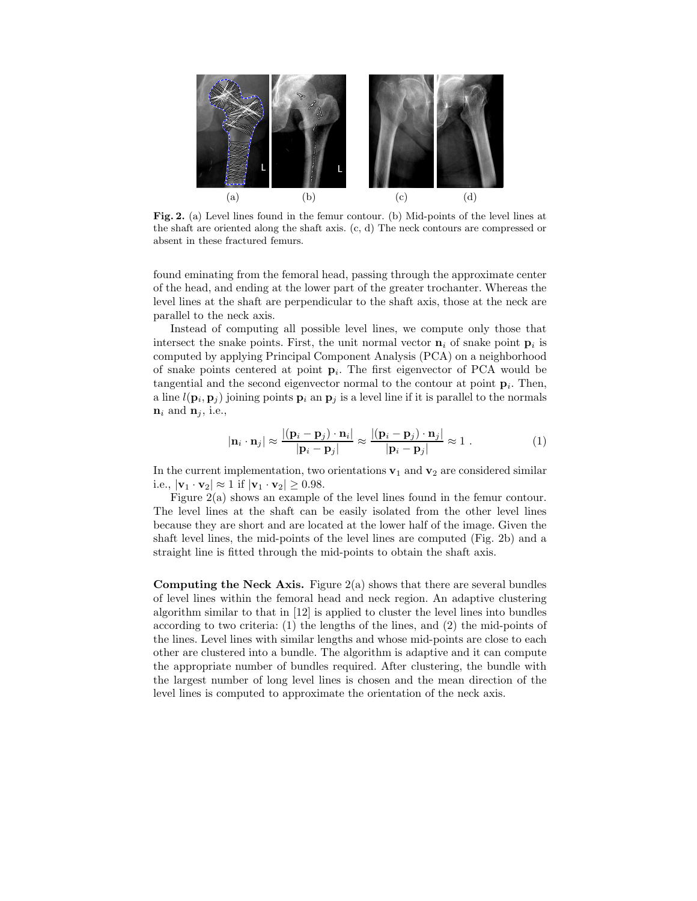**Fig. 2.** (a) Level lines found in the femur contour. (b) Mid-points of the level lines at the shaft are oriented along the shaft axis. (c, d) The neck contours are compressed or absent in these fractured femurs.

found eminating from the femoral head, passing through the approximate center of the head, and ending at the lower part of the greater trochanter. Whereas the level lines at the shaft are perpendicular to the shaft axis, those at the neck are parallel to the neck axis.

Instead of computing all possible level lines, we compute only those that intersect the snake points. First, the unit normal vector $\mathbf{n}_i$ of snake point $\mathbf{p}_i$ is computed by applying Principal Component Analysis (PCA) on a neighborhood of snake points centered at point $\mathbf{p}_i$. The first eigenvector of PCA would be tangential and the second eigenvector normal to the contour at point $\mathbf{p}_i$. Then, a line $l(\mathbf{p}_i, \mathbf{p}_j)$ joining points $\mathbf{p}_i$ an $\mathbf{p}_j$ is a level line if it is parallel to the normals $\mathbf{n}_i$ and $\mathbf{n}_j$, i.e.,

$$|\mathbf{n}_i \cdot \mathbf{n}_j| \approx \frac{|(\mathbf{p}_i - \mathbf{p}_j) \cdot \mathbf{n}_i|}{|\mathbf{p}_i - \mathbf{p}_j|} \approx \frac{|(\mathbf{p}_i - \mathbf{p}_j) \cdot \mathbf{n}_j|}{|\mathbf{p}_i - \mathbf{p}_j|} \approx 1 \; . \tag{1}$$

In the current implementation, two orientations $\mathbf{v}_1$ and $\mathbf{v}_2$ are considered similar i.e., $|\mathbf{v}_1 \cdot \mathbf{v}_2| \approx 1$ if $|\mathbf{v}_1 \cdot \mathbf{v}_2| \geq 0.98$.

Figure 2(a) shows an example of the level lines found in the femur contour. The level lines at the shaft can be easily isolated from the other level lines because they are short and are located at the lower half of the image. Given the shaft level lines, the mid-points of the level lines are computed (Fig. 2b) and a straight line is fitted through the mid-points to obtain the shaft axis.

**Computing the Neck Axis.** Figure 2(a) shows that there are several bundles of level lines within the femoral head and neck region. An adaptive clustering algorithm similar to that in [12] is applied to cluster the level lines into bundles according to two criteria: (1) the lengths of the lines, and (2) the mid-points of the lines. Level lines with similar lengths and whose mid-points are close to each other are clustered into a bundle. The algorithm is adaptive and it can compute the appropriate number of bundles required. After clustering, the bundle with the largest number of long level lines is chosen and the mean direction of the level lines is computed to approximate the orientation of the neck axis.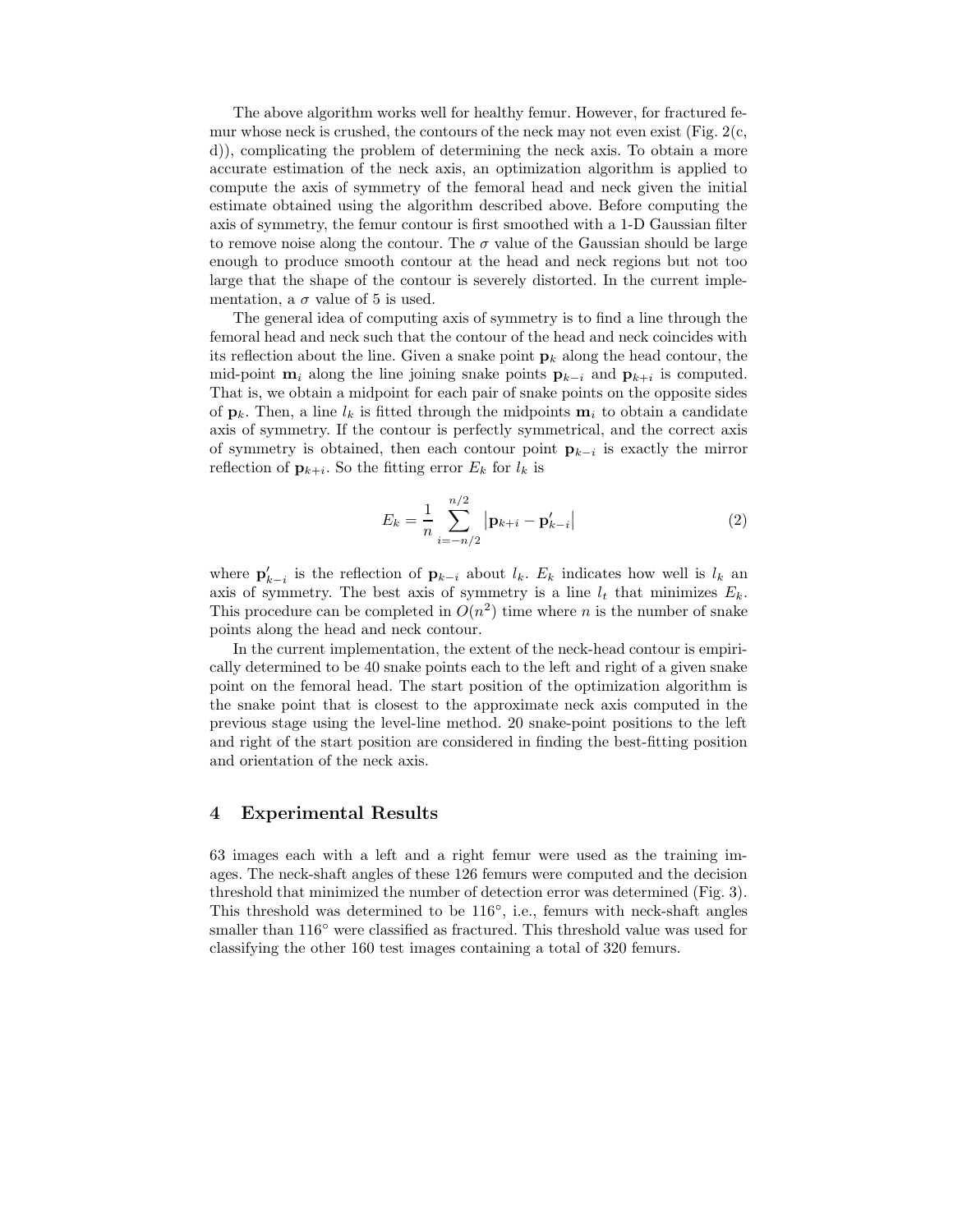The above algorithm works well for healthy femur. However, for fractured femur whose neck is crushed, the contours of the neck may not even exist (Fig. 2(c, d)), complicating the problem of determining the neck axis. To obtain a more accurate estimation of the neck axis, an optimization algorithm is applied to compute the axis of symmetry of the femoral head and neck given the initial estimate obtained using the algorithm described above. Before computing the axis of symmetry, the femur contour is first smoothed with a 1-D Gaussian filter to remove noise along the contour. The $\sigma$ value of the Gaussian should be large enough to produce smooth contour at the head and neck regions but not too large that the shape of the contour is severely distorted. In the current implementation, a $\sigma$ value of 5 is used.

The general idea of computing axis of symmetry is to find a line through the femoral head and neck such that the contour of the head and neck coincides with its reflection about the line. Given a snake point $\mathbf{p}_k$ along the head contour, the mid-point $\mathbf{m}_i$ along the line joining snake points $\mathbf{p}_{k-i}$ and $\mathbf{p}_{k+i}$ is computed. That is, we obtain a midpoint for each pair of snake points on the opposite sides of $\mathbf{p}_k$. Then, a line $l_k$ is fitted through the midpoints $\mathbf{m}_i$ to obtain a candidate axis of symmetry. If the contour is perfectly symmetrical, and the correct axis of symmetry is obtained, then each contour point $\mathbf{p}_{k-i}$ is exactly the mirror reflection of $\mathbf{p}_{k+i}$. So the fitting error $E_k$ for $l_k$ is

$$E_k = \frac{1}{n} \sum_{i=-n/2}^{n/2} \left| \mathbf{p}_{k+i} - \mathbf{p}'_{k-i} \right| \tag{2}$$

where $\mathbf{p}'_{k-i}$ is the reflection of $\mathbf{p}_{k-i}$ about $l_k$. $E_k$ indicates how well is $l_k$ an axis of symmetry. The best axis of symmetry is a line $l_t$ that minimizes $E_k$. This procedure can be completed in $O(n^2)$ time where $n$ is the number of snake points along the head and neck contour.

In the current implementation, the extent of the neck-head contour is empirically determined to be 40 snake points each to the left and right of a given snake point on the femoral head. The start position of the optimization algorithm is the snake point that is closest to the approximate neck axis computed in the previous stage using the level-line method. 20 snake-point positions to the left and right of the start position are considered in finding the best-fitting position and orientation of the neck axis.

## 4 Experimental Results

63 images each with a left and a right femur were used as the training images. The neck-shaft angles of these 126 femurs were computed and the decision threshold that minimized the number of detection error was determined (Fig. 3). This threshold was determined to be 116°, i.e., femurs with neck-shaft angles smaller than 116° were classified as fractured. This threshold value was used for classifying the other 160 test images containing a total of 320 femurs.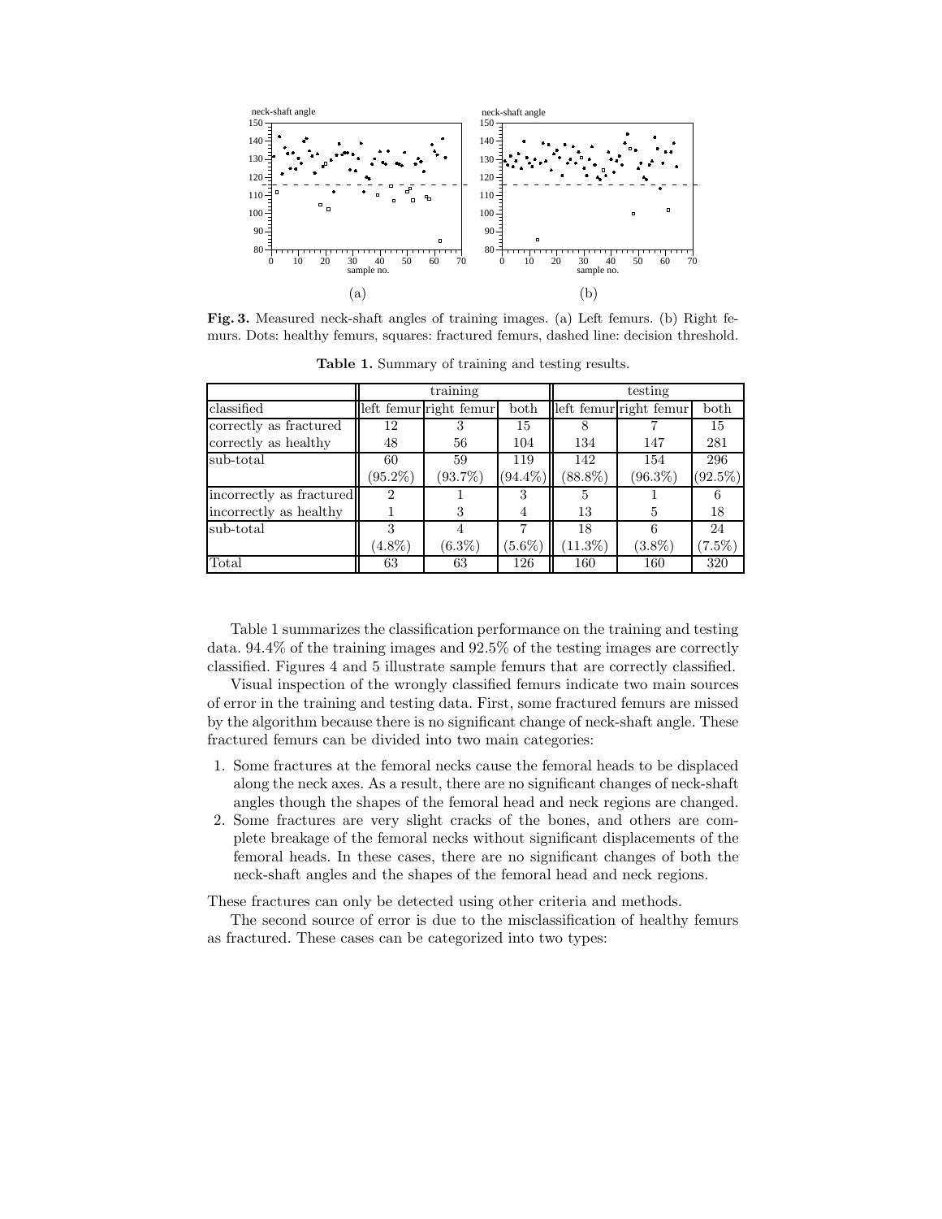**Fig. 3.** Measured neck-shaft angles of training images. (a) Left femurs. (b) Right femurs. Dots: healthy femurs, squares: fractured femurs, dashed line: decision threshold.

**Table 1.** Summary of training and testing results.

| | training | | | testing | | |
|---|---|---|---|---|---|---|
| classified | left femur | right femur | both | left femur | right femur | both |
| correctly as fractured | 12 | 3 | 15 | 8 | 7 | 15 |
| correctly as healthy | 48 | 56 | 104 | 134 | 147 | 281 |
| sub-total | 60 (95.2%) | 59 (93.7%) | 119 (94.4%) | 142 (88.8%) | 154 (96.3%) | 296 (92.5%) |
| incorrectly as fractured | 2 | 1 | 3 | 5 | 1 | 6 |
| incorrectly as healthy | 1 | 3 | 4 | 13 | 5 | 18 |
| sub-total | 3 (4.8%) | 4 (6.3%) | 7 (5.6%) | 18 (11.3%) | 6 (3.8%) | 24 (7.5%) |
| Total | 63 | 63 | 126 | 160 | 160 | 320 |

Table 1 summarizes the classification performance on the training and testing data. 94.4% of the training images and 92.5% of the testing images are correctly classified. Figures 4 and 5 illustrate sample femurs that are correctly classified.

Visual inspection of the wrongly classified femurs indicate two main sources of error in the training and testing data. First, some fractured femurs are missed by the algorithm because there is no significant change of neck-shaft angle. These fractured femurs can be divided into two main categories:

1. Some fractures at the femoral necks cause the femoral heads to be displaced along the neck axes. As a result, there are no significant changes of neck-shaft angles though the shapes of the femoral head and neck regions are changed.
2. Some fractures are very slight cracks of the bones, and others are complete breakage of the femoral necks without significant displacements of the femoral heads. In these cases, there are no significant changes of both the neck-shaft angles and the shapes of the femoral head and neck regions.

These fractures can only be detected using other criteria and methods.

The second source of error is due to the misclassification of healthy femurs as fractured. These cases can be categorized into two types: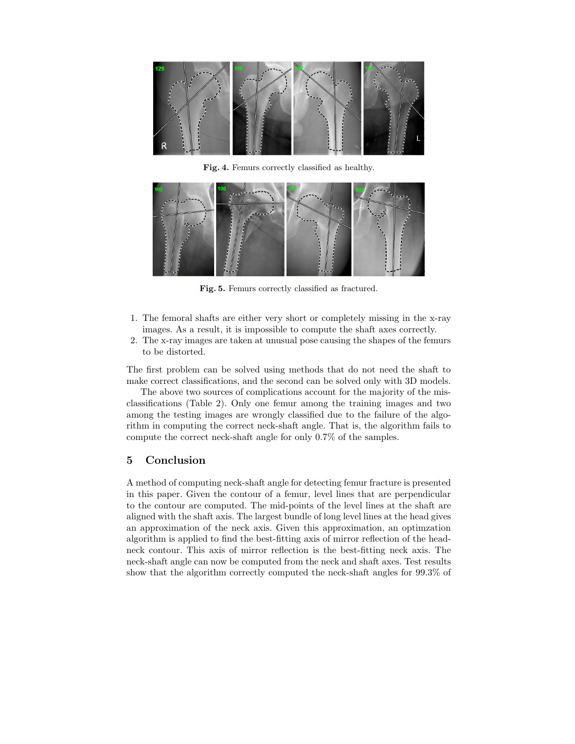**Fig. 4.** Femurs correctly classified as healthy.

**Fig. 5.** Femurs correctly classified as fractured.

1. The femoral shafts are either very short or completely missing in the x-ray images. As a result, it is impossible to compute the shaft axes correctly.
2. The x-ray images are taken at unusual pose causing the shapes of the femurs to be distorted.

The first problem can be solved using methods that do not need the shaft to make correct classifications, and the second can be solved only with 3D models.

The above two sources of complications account for the majority of the misclassifications (Table 2). Only one femur among the training images and two among the testing images are wrongly classified due to the failure of the algorithm in computing the correct neck-shaft angle. That is, the algorithm fails to compute the correct neck-shaft angle for only 0.7% of the samples.

## 5 Conclusion

A method of computing neck-shaft angle for detecting femur fracture is presented in this paper. Given the contour of a femur, level lines that are perpendicular to the contour are computed. The mid-points of the level lines at the shaft are aligned with the shaft axis. The largest bundle of long level lines at the head gives an approximation of the neck axis. Given this approximation, an optimzation algorithm is applied to find the best-fitting axis of mirror reflection of the head-neck contour. This axis of mirror reflection is the best-fitting neck axis. The neck-shaft angle can now be computed from the neck and shaft axes. Test results show that the algorithm correctly computed the neck-shaft angles for 99.3% of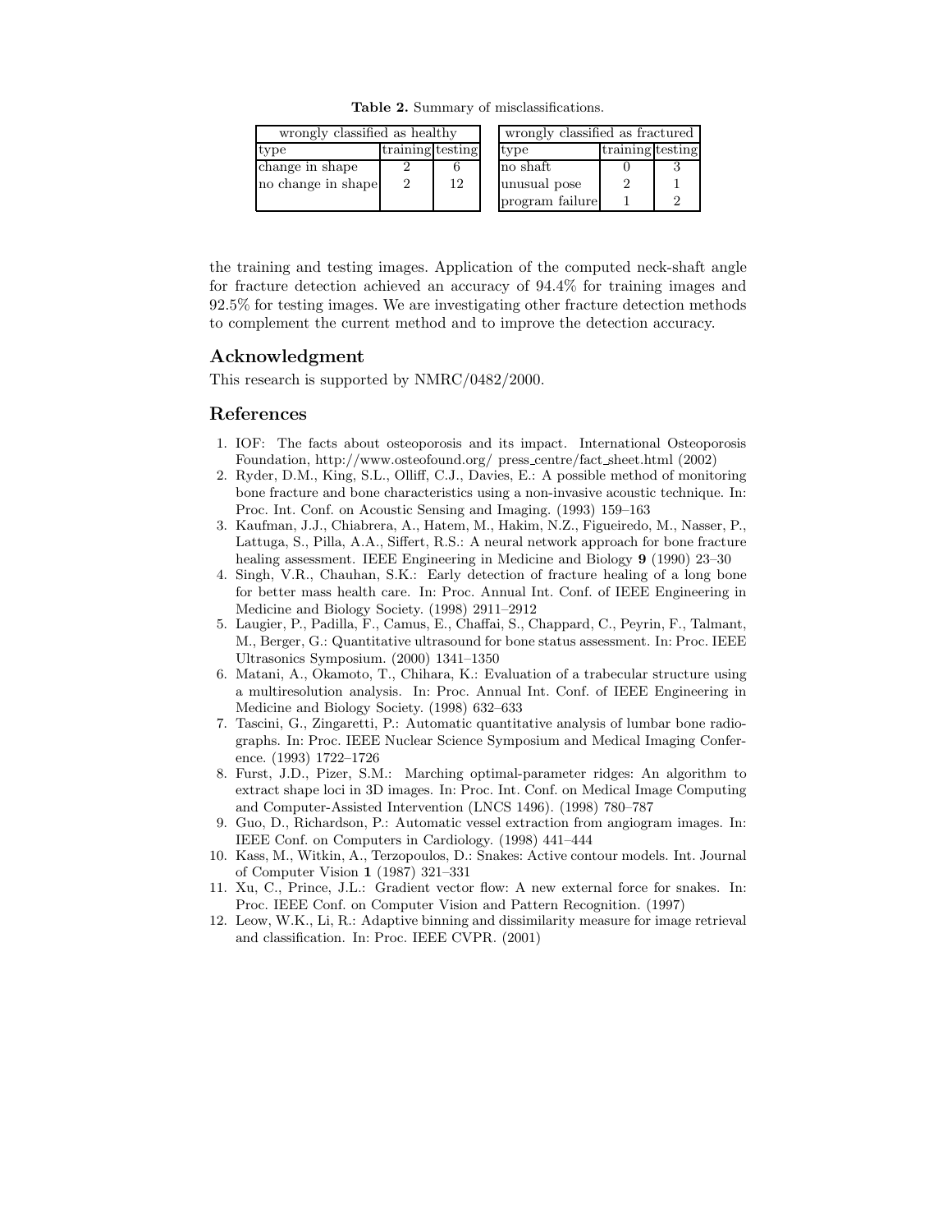**Table 2.** Summary of misclassifications.

| wrongly classified as healthy | | |
|---|---|---|
| type | training | testing |
| change in shape | 2 | 6 |
| no change in shape | 2 | 12 |

| wrongly classified as fractured | | |
|---|---|---|
| type | training | testing |
| no shaft | 0 | 3 |
| unusual pose | 2 | 1 |
| program failure | 1 | 2 |

the training and testing images. Application of the computed neck-shaft angle for fracture detection achieved an accuracy of 94.4% for training images and 92.5% for testing images. We are investigating other fracture detection methods to complement the current method and to improve the detection accuracy.

## Acknowledgment

This research is supported by NMRC/0482/2000.

## References

1. IOF: The facts about osteoporosis and its impact. International Osteoporosis Foundation, http://www.osteofound.org/ press_centre/fact_sheet.html (2002)
2. Ryder, D.M., King, S.L., Olliff, C.J., Davies, E.: A possible method of monitoring bone fracture and bone characteristics using a non-invasive acoustic technique. In: Proc. Int. Conf. on Acoustic Sensing and Imaging. (1993) 159–163
3. Kaufman, J.J., Chiabrera, A., Hatem, M., Hakim, N.Z., Figueiredo, M., Nasser, P., Lattuga, S., Pilla, A.A., Siffert, R.S.: A neural network approach for bone fracture healing assessment. IEEE Engineering in Medicine and Biology **9** (1990) 23–30
4. Singh, V.R., Chauhan, S.K.: Early detection of fracture healing of a long bone for better mass health care. In: Proc. Annual Int. Conf. of IEEE Engineering in Medicine and Biology Society. (1998) 2911–2912
5. Laugier, P., Padilla, F., Camus, E., Chaffai, S., Chappard, C., Peyrin, F., Talmant, M., Berger, G.: Quantitative ultrasound for bone status assessment. In: Proc. IEEE Ultrasonics Symposium. (2000) 1341–1350
6. Matani, A., Okamoto, T., Chihara, K.: Evaluation of a trabecular structure using a multiresolution analysis. In: Proc. Annual Int. Conf. of IEEE Engineering in Medicine and Biology Society. (1998) 632–633
7. Tascini, G., Zingaretti, P.: Automatic quantitative analysis of lumbar bone radiographs. In: Proc. IEEE Nuclear Science Symposium and Medical Imaging Conference. (1993) 1722–1726
8. Furst, J.D., Pizer, S.M.: Marching optimal-parameter ridges: An algorithm to extract shape loci in 3D images. In: Proc. Int. Conf. on Medical Image Computing and Computer-Assisted Intervention (LNCS 1496). (1998) 780–787
9. Guo, D., Richardson, P.: Automatic vessel extraction from angiogram images. In: IEEE Conf. on Computers in Cardiology. (1998) 441–444
10. Kass, M., Witkin, A., Terzopoulos, D.: Snakes: Active contour models. Int. Journal of Computer Vision **1** (1987) 321–331
11. Xu, C., Prince, J.L.: Gradient vector flow: A new external force for snakes. In: Proc. IEEE Conf. on Computer Vision and Pattern Recognition. (1997)
12. Leow, W.K., Li, R.: Adaptive binning and dissimilarity measure for image retrieval and classification. In: Proc. IEEE CVPR. (2001)